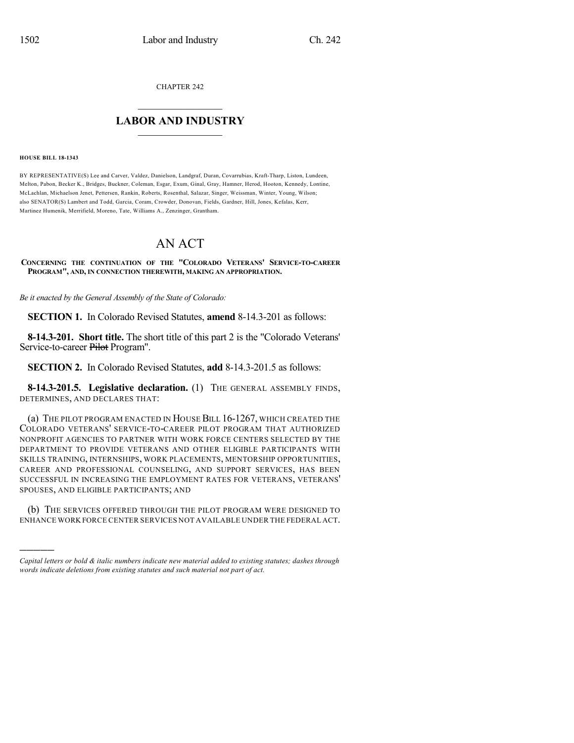CHAPTER 242

## LABOR AND INDUSTRY

**HOUSE BILL 18-1343**

BY REPRESENTATIVE(S) Lee and Carver, Valdez, Danielson, Landgraf, Duran, Covarrubias, Kraft-Tharp, Liston, Lundeen, Melton, Pabon, Becker K., Bridges, Buckner, Coleman, Esgar, Exum, Ginal, Gray, Hamner, Herod, Hooton, Kennedy, Lontine, McLachlan, Michaelson Jenet, Pettersen, Rankin, Roberts, Rosenthal, Salazar, Singer, Weissman, Winter, Young, Wilson; also SENATOR(S) Lambert and Todd, Garcia, Coram, Crowder, Donovan, Fields, Gardner, Hill, Jones, Kefalas, Kerr, Martinez Humenik, Merrifield, Moreno, Tate, Williams A., Zenzinger, Grantham.

# AN ACT

**CONCERNING THE CONTINUATION OF THE "COLORADO VETERANS' SERVICE-TO-CAREER PROGRAM", AND, IN CONNECTION THEREWITH, MAKING AN APPROPRIATION.**

*Be it enacted by the General Assembly of the State of Colorado:*

**SECTION 1.** In Colorado Revised Statutes, **amend** 8-14.3-201 as follows:

**8-14.3-201. Short title.** The short title of this part 2 is the "Colorado Veterans' Service-to-career ~~Pilot~~ Program".

**SECTION 2.** In Colorado Revised Statutes, **add** 8-14.3-201.5 as follows:

**8-14.3-201.5. Legislative declaration.** (1) THE GENERAL ASSEMBLY FINDS, DETERMINES, AND DECLARES THAT:

(a) THE PILOT PROGRAM ENACTED IN HOUSE BILL 16-1267, WHICH CREATED THE COLORADO VETERANS' SERVICE-TO-CAREER PILOT PROGRAM THAT AUTHORIZED NONPROFIT AGENCIES TO PARTNER WITH WORK FORCE CENTERS SELECTED BY THE DEPARTMENT TO PROVIDE VETERANS AND OTHER ELIGIBLE PARTICIPANTS WITH SKILLS TRAINING, INTERNSHIPS, WORK PLACEMENTS, MENTORSHIP OPPORTUNITIES, CAREER AND PROFESSIONAL COUNSELING, AND SUPPORT SERVICES, HAS BEEN SUCCESSFUL IN INCREASING THE EMPLOYMENT RATES FOR VETERANS, VETERANS' SPOUSES, AND ELIGIBLE PARTICIPANTS; AND

(b) THE SERVICES OFFERED THROUGH THE PILOT PROGRAM WERE DESIGNED TO ENHANCE WORK FORCE CENTER SERVICES NOT AVAILABLE UNDER THE FEDERAL ACT.

---

*Capital letters or bold & italic numbers indicate new material added to existing statutes; dashes through words indicate deletions from existing statutes and such material not part of act.*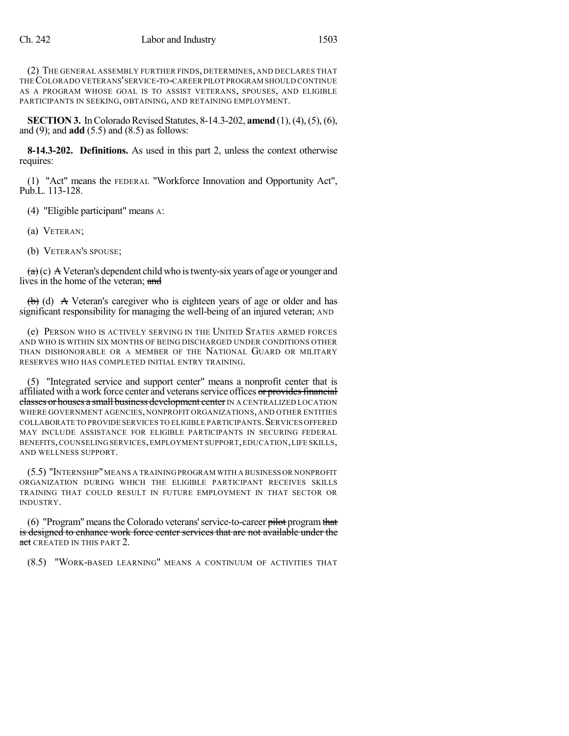(2) THE GENERAL ASSEMBLY FURTHER FINDS, DETERMINES, AND DECLARES THAT THE COLORADO VETERANS' SERVICE-TO-CAREER PILOT PROGRAM SHOULD CONTINUE AS A PROGRAM WHOSE GOAL IS TO ASSIST VETERANS, SPOUSES, AND ELIGIBLE PARTICIPANTS IN SEEKING, OBTAINING, AND RETAINING EMPLOYMENT.

**SECTION 3.** In Colorado Revised Statutes, 8-14.3-202, **amend** (1), (4), (5), (6), and (9); and **add** (5.5) and (8.5) as follows:

**8-14.3-202. Definitions.** As used in this part 2, unless the context otherwise requires:

(1) "Act" means the FEDERAL "Workforce Innovation and Opportunity Act", Pub.L. 113-128.

(4) "Eligible participant" means A:

(a) VETERAN;

(b) VETERAN'S SPOUSE;

~~(a)~~ (c) ~~A~~ Veteran's dependent child who is twenty-six years of age or younger and lives in the home of the veteran; ~~and~~

~~(b)~~ (d) ~~A~~ Veteran's caregiver who is eighteen years of age or older and has significant responsibility for managing the well-being of an injured veteran; AND

(e) PERSON WHO IS ACTIVELY SERVING IN THE UNITED STATES ARMED FORCES AND WHO IS WITHIN SIX MONTHS OF BEING DISCHARGED UNDER CONDITIONS OTHER THAN DISHONORABLE OR A MEMBER OF THE NATIONAL GUARD OR MILITARY RESERVES WHO HAS COMPLETED INITIAL ENTRY TRAINING.

(5) "Integrated service and support center" means a nonprofit center that is affiliated with a work force center and veterans service offices ~~or provides financial classes or houses a small business development center~~ IN A CENTRALIZED LOCATION WHERE GOVERNMENT AGENCIES, NONPROFIT ORGANIZATIONS, AND OTHER ENTITIES COLLABORATE TO PROVIDE SERVICES TO ELIGIBLE PARTICIPANTS. SERVICES OFFERED MAY INCLUDE ASSISTANCE FOR ELIGIBLE PARTICIPANTS IN SECURING FEDERAL BENEFITS, COUNSELING SERVICES, EMPLOYMENT SUPPORT, EDUCATION, LIFE SKILLS, AND WELLNESS SUPPORT.

(5.5) "INTERNSHIP" MEANS A TRAINING PROGRAM WITH A BUSINESS OR NONPROFIT ORGANIZATION DURING WHICH THE ELIGIBLE PARTICIPANT RECEIVES SKILLS TRAINING THAT COULD RESULT IN FUTURE EMPLOYMENT IN THAT SECTOR OR INDUSTRY.

(6) "Program" means the Colorado veterans' service-to-career ~~pilot~~ program ~~that is designed to enhance work force center services that are not available under the act~~ CREATED IN THIS PART 2.

(8.5) "WORK-BASED LEARNING" MEANS A CONTINUUM OF ACTIVITIES THAT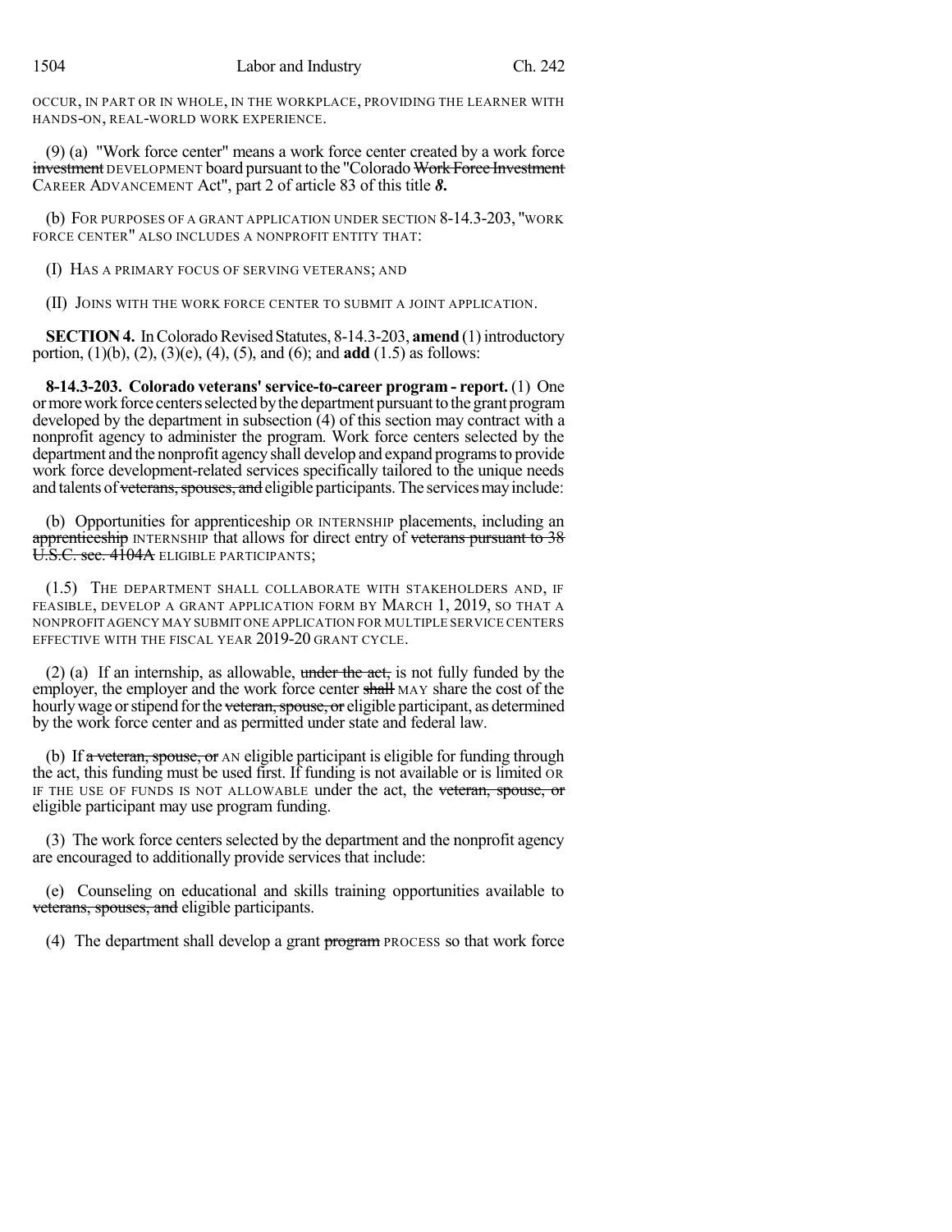OCCUR, IN PART OR IN WHOLE, IN THE WORKPLACE, PROVIDING THE LEARNER WITH HANDS-ON, REAL-WORLD WORK EXPERIENCE.

(9) (a) "Work force center" means a work force center created by a work force ~~investment~~ DEVELOPMENT board pursuant to the "Colorado ~~Work Force Investment~~ CAREER ADVANCEMENT Act", part 2 of article 83 of this title *8*.

(b) FOR PURPOSES OF A GRANT APPLICATION UNDER SECTION 8-14.3-203, "WORK FORCE CENTER" ALSO INCLUDES A NONPROFIT ENTITY THAT:

(I) HAS A PRIMARY FOCUS OF SERVING VETERANS; AND

(II) JOINS WITH THE WORK FORCE CENTER TO SUBMIT A JOINT APPLICATION.

**SECTION 4.** In Colorado Revised Statutes, 8-14.3-203, **amend** (1) introductory portion, (1)(b), (2), (3)(e), (4), (5), and (6); and **add** (1.5) as follows:

**8-14.3-203. Colorado veterans' service-to-career program - report.** (1) One or more work force centers selected by the department pursuant to the grant program developed by the department in subsection (4) of this section may contract with a nonprofit agency to administer the program. Work force centers selected by the department and the nonprofit agency shall develop and expand programs to provide work force development-related services specifically tailored to the unique needs and talents of ~~veterans, spouses, and~~ eligible participants. The services may include:

(b) Opportunities for apprenticeship OR INTERNSHIP placements, including an ~~apprenticeship~~ INTERNSHIP that allows for direct entry of ~~veterans pursuant to 38 U.S.C. sec. 4104A~~ ELIGIBLE PARTICIPANTS;

(1.5) THE DEPARTMENT SHALL COLLABORATE WITH STAKEHOLDERS AND, IF FEASIBLE, DEVELOP A GRANT APPLICATION FORM BY MARCH 1, 2019, SO THAT A NONPROFIT AGENCY MAY SUBMIT ONE APPLICATION FOR MULTIPLE SERVICE CENTERS EFFECTIVE WITH THE FISCAL YEAR 2019-20 GRANT CYCLE.

(2) (a) If an internship, as allowable, ~~under the act,~~ is not fully funded by the employer, the employer and the work force center ~~shall~~ MAY share the cost of the hourly wage or stipend for the ~~veteran, spouse, or~~ eligible participant, as determined by the work force center and as permitted under state and federal law.

(b) If ~~a veteran, spouse, or~~ AN eligible participant is eligible for funding through the act, this funding must be used first. If funding is not available or is limited OR IF THE USE OF FUNDS IS NOT ALLOWABLE under the act, the ~~veteran, spouse, or~~ eligible participant may use program funding.

(3) The work force centers selected by the department and the nonprofit agency are encouraged to additionally provide services that include:

(e) Counseling on educational and skills training opportunities available to ~~veterans, spouses, and~~ eligible participants.

(4) The department shall develop a grant ~~program~~ PROCESS so that work force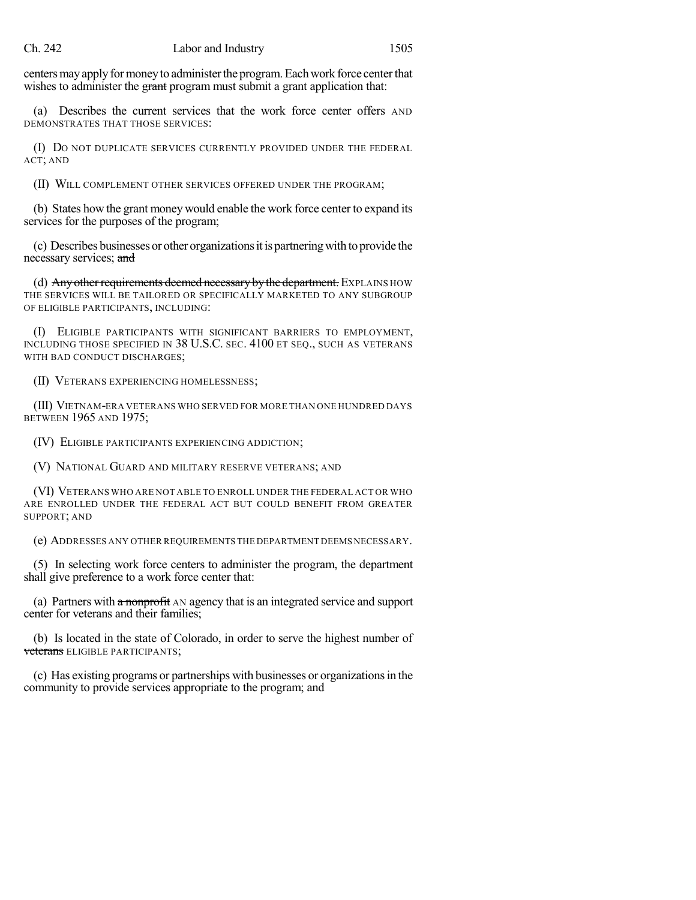centers may apply for money to administer the program. Each work force center that wishes to administer the ~~grant~~ program must submit a grant application that:

(a) Describes the current services that the work force center offers AND DEMONSTRATES THAT THOSE SERVICES:

(I) DO NOT DUPLICATE SERVICES CURRENTLY PROVIDED UNDER THE FEDERAL ACT; AND

(II) WILL COMPLEMENT OTHER SERVICES OFFERED UNDER THE PROGRAM;

(b) States how the grant money would enable the work force center to expand its services for the purposes of the program;

(c) Describes businesses or other organizations it is partnering with to provide the necessary services; ~~and~~

(d) ~~Any other requirements deemed necessary by the department.~~ EXPLAINS HOW THE SERVICES WILL BE TAILORED OR SPECIFICALLY MARKETED TO ANY SUBGROUP OF ELIGIBLE PARTICIPANTS, INCLUDING:

(I) ELIGIBLE PARTICIPANTS WITH SIGNIFICANT BARRIERS TO EMPLOYMENT, INCLUDING THOSE SPECIFIED IN 38 U.S.C. SEC. 4100 ET SEQ., SUCH AS VETERANS WITH BAD CONDUCT DISCHARGES;

(II) VETERANS EXPERIENCING HOMELESSNESS;

(III) VIETNAM-ERA VETERANS WHO SERVED FOR MORE THAN ONE HUNDRED DAYS BETWEEN 1965 AND 1975;

(IV) ELIGIBLE PARTICIPANTS EXPERIENCING ADDICTION;

(V) NATIONAL GUARD AND MILITARY RESERVE VETERANS; AND

(VI) VETERANS WHO ARE NOT ABLE TO ENROLL UNDER THE FEDERAL ACT OR WHO ARE ENROLLED UNDER THE FEDERAL ACT BUT COULD BENEFIT FROM GREATER SUPPORT; AND

(e) ADDRESSES ANY OTHER REQUIREMENTS THE DEPARTMENT DEEMS NECESSARY.

(5) In selecting work force centers to administer the program, the department shall give preference to a work force center that:

(a) Partners with ~~a nonprofit~~ AN agency that is an integrated service and support center for veterans and their families;

(b) Is located in the state of Colorado, in order to serve the highest number of ~~veterans~~ ELIGIBLE PARTICIPANTS;

(c) Has existing programs or partnerships with businesses or organizations in the community to provide services appropriate to the program; and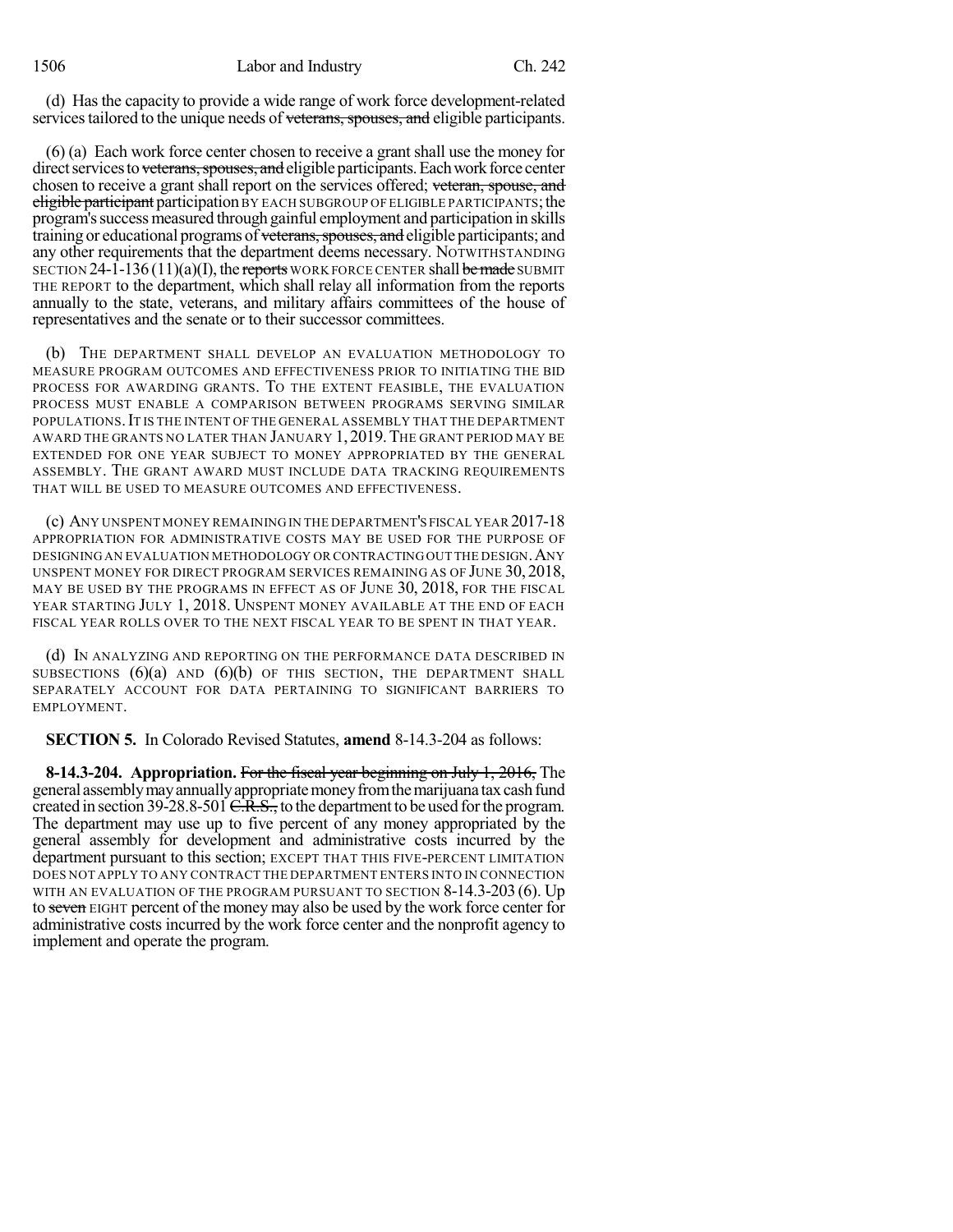(d) Has the capacity to provide a wide range of work force development-related services tailored to the unique needs of ~~veterans, spouses, and~~ eligible participants.

(6) (a) Each work force center chosen to receive a grant shall use the money for direct services to ~~veterans, spouses, and~~ eligible participants. Each work force center chosen to receive a grant shall report on the services offered; ~~veteran, spouse, and eligible participant~~ participation BY EACH SUBGROUP OF ELIGIBLE PARTICIPANTS; the program's success measured through gainful employment and participation in skills training or educational programs of ~~veterans, spouses, and~~ eligible participants; and any other requirements that the department deems necessary. NOTWITHSTANDING SECTION 24-1-136 (11)(a)(I), the ~~reports~~ WORK FORCE CENTER shall ~~be made~~ SUBMIT THE REPORT to the department, which shall relay all information from the reports annually to the state, veterans, and military affairs committees of the house of representatives and the senate or to their successor committees.

(b) THE DEPARTMENT SHALL DEVELOP AN EVALUATION METHODOLOGY TO MEASURE PROGRAM OUTCOMES AND EFFECTIVENESS PRIOR TO INITIATING THE BID PROCESS FOR AWARDING GRANTS. TO THE EXTENT FEASIBLE, THE EVALUATION PROCESS MUST ENABLE A COMPARISON BETWEEN PROGRAMS SERVING SIMILAR POPULATIONS. IT IS THE INTENT OF THE GENERAL ASSEMBLY THAT THE DEPARTMENT AWARD THE GRANTS NO LATER THAN JANUARY 1, 2019. THE GRANT PERIOD MAY BE EXTENDED FOR ONE YEAR SUBJECT TO MONEY APPROPRIATED BY THE GENERAL ASSEMBLY. THE GRANT AWARD MUST INCLUDE DATA TRACKING REQUIREMENTS THAT WILL BE USED TO MEASURE OUTCOMES AND EFFECTIVENESS.

(c) ANY UNSPENT MONEY REMAINING IN THE DEPARTMENT'S FISCAL YEAR 2017-18 APPROPRIATION FOR ADMINISTRATIVE COSTS MAY BE USED FOR THE PURPOSE OF DESIGNING AN EVALUATION METHODOLOGY OR CONTRACTING OUT THE DESIGN. ANY UNSPENT MONEY FOR DIRECT PROGRAM SERVICES REMAINING AS OF JUNE 30, 2018, MAY BE USED BY THE PROGRAMS IN EFFECT AS OF JUNE 30, 2018, FOR THE FISCAL YEAR STARTING JULY 1, 2018. UNSPENT MONEY AVAILABLE AT THE END OF EACH FISCAL YEAR ROLLS OVER TO THE NEXT FISCAL YEAR TO BE SPENT IN THAT YEAR.

(d) IN ANALYZING AND REPORTING ON THE PERFORMANCE DATA DESCRIBED IN SUBSECTIONS (6)(a) AND (6)(b) OF THIS SECTION, THE DEPARTMENT SHALL SEPARATELY ACCOUNT FOR DATA PERTAINING TO SIGNIFICANT BARRIERS TO EMPLOYMENT.

**SECTION 5.** In Colorado Revised Statutes, **amend** 8-14.3-204 as follows:

**8-14.3-204. Appropriation.** ~~For the fiscal year beginning on July 1, 2016,~~ The general assembly may annually appropriate money from the marijuana tax cash fund created in section 39-28.8-501 ~~C.R.S.,~~ to the department to be used for the program. The department may use up to five percent of any money appropriated by the general assembly for development and administrative costs incurred by the department pursuant to this section; EXCEPT THAT THIS FIVE-PERCENT LIMITATION DOES NOT APPLY TO ANY CONTRACT THE DEPARTMENT ENTERS INTO IN CONNECTION WITH AN EVALUATION OF THE PROGRAM PURSUANT TO SECTION 8-14.3-203 (6). Up to ~~seven~~ EIGHT percent of the money may also be used by the work force center for administrative costs incurred by the work force center and the nonprofit agency to implement and operate the program.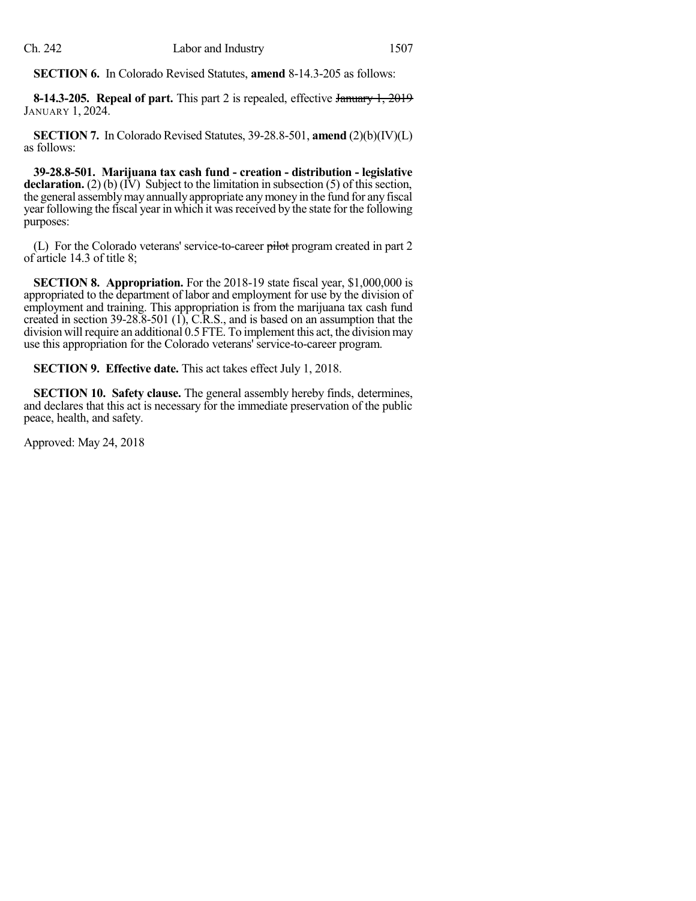**SECTION 6.** In Colorado Revised Statutes, **amend** 8-14.3-205 as follows:

**8-14.3-205. Repeal of part.** This part 2 is repealed, effective ~~January 1, 2019~~ JANUARY 1, 2024.

**SECTION 7.** In Colorado Revised Statutes, 39-28.8-501, **amend** (2)(b)(IV)(L) as follows:

**39-28.8-501. Marijuana tax cash fund - creation - distribution - legislative declaration.** (2) (b) (IV) Subject to the limitation in subsection (5) of this section, the general assembly may annually appropriate any money in the fund for any fiscal year following the fiscal year in which it was received by the state for the following purposes:

(L) For the Colorado veterans' service-to-career ~~pilot~~ program created in part 2 of article 14.3 of title 8;

**SECTION 8. Appropriation.** For the 2018-19 state fiscal year, $1,000,000 is appropriated to the department of labor and employment for use by the division of employment and training. This appropriation is from the marijuana tax cash fund created in section 39-28.8-501 (1), C.R.S., and is based on an assumption that the division will require an additional 0.5 FTE. To implement this act, the division may use this appropriation for the Colorado veterans' service-to-career program.

**SECTION 9. Effective date.** This act takes effect July 1, 2018.

**SECTION 10. Safety clause.** The general assembly hereby finds, determines, and declares that this act is necessary for the immediate preservation of the public peace, health, and safety.

Approved: May 24, 2018